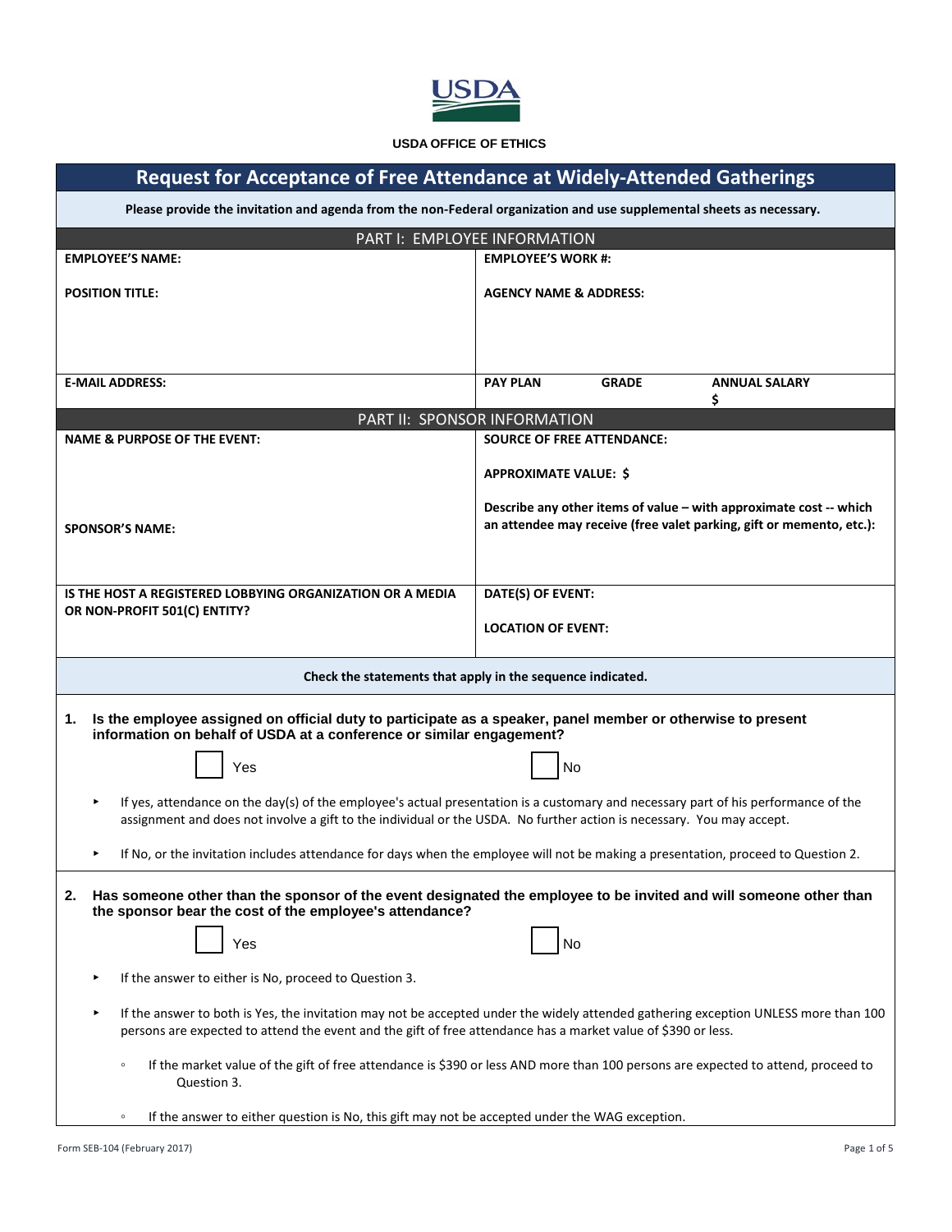USDA

**USDA OFFICE OF ETHICS**

# Request for Acceptance of Free Attendance at Widely-Attended Gatherings

**Please provide the invitation and agenda from the non-Federal organization and use supplemental sheets as necessary.**

## PART I: EMPLOYEE INFORMATION

| | |
|---|---|
| **EMPLOYEE'S NAME:** | **EMPLOYEE'S WORK #:** |
| **POSITION TITLE:** | **AGENCY NAME & ADDRESS:** |
| **E-MAIL ADDRESS:** | **PAY PLAN** **GRADE** **ANNUAL SALARY** **$** |

## PART II: SPONSOR INFORMATION

| | |
|---|---|
| **NAME & PURPOSE OF THE EVENT:** <br><br> **SPONSOR'S NAME:** | **SOURCE OF FREE ATTENDANCE:** <br><br> **APPROXIMATE VALUE: $** <br><br> **Describe any other items of value – with approximate cost -- which an attendee may receive (free valet parking, gift or memento, etc.):** |
| **IS THE HOST A REGISTERED LOBBYING ORGANIZATION OR A MEDIA OR NON-PROFIT 501(C) ENTITY?** | **DATE(S) OF EVENT:** <br><br> **LOCATION OF EVENT:** |

**Check the statements that apply in the sequence indicated.**

**1. Is the employee assigned on official duty to participate as a speaker, panel member or otherwise to present information on behalf of USDA at a conference or similar engagement?**

☐ Yes ☐ No

- If yes, attendance on the day(s) of the employee's actual presentation is a customary and necessary part of his performance of the assignment and does not involve a gift to the individual or the USDA. No further action is necessary. You may accept.
- If No, or the invitation includes attendance for days when the employee will not be making a presentation, proceed to Question 2.

**2. Has someone other than the sponsor of the event designated the employee to be invited and will someone other than the sponsor bear the cost of the employee's attendance?**

☐ Yes ☐ No

- If the answer to either is No, proceed to Question 3.
- If the answer to both is Yes, the invitation may not be accepted under the widely attended gathering exception UNLESS more than 100 persons are expected to attend the event and the gift of free attendance has a market value of $390 or less.
    - If the market value of the gift of free attendance is $390 or less AND more than 100 persons are expected to attend, proceed to Question 3.
    - If the answer to either question is No, this gift may not be accepted under the WAG exception.

Form SEB-104 (February 2017)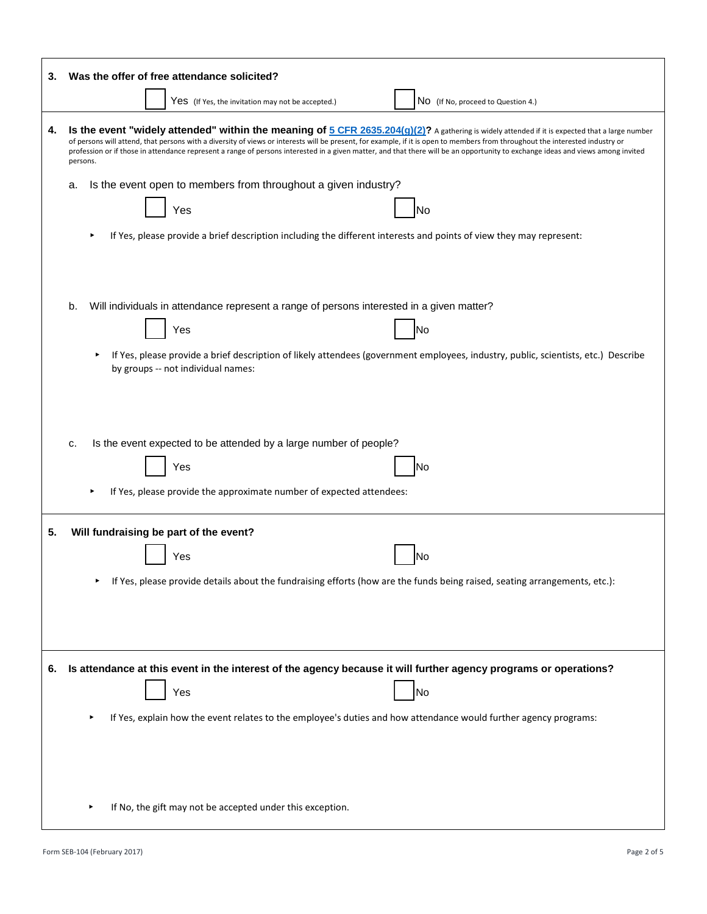**3. Was the offer of free attendance solicited?**

☐ Yes (If Yes, the invitation may not be accepted.) ☐ No (If No, proceed to Question 4.)

**4. Is the event "widely attended" within the meaning of [5 CFR 2635.204(g)(2)]?** A gathering is widely attended if it is expected that a large number of persons will attend, that persons with a diversity of views or interests will be present, for example, if it is open to members from throughout the interested industry or profession or if those in attendance represent a range of persons interested in a given matter, and that there will be an opportunity to exchange ideas and views among invited persons.

a. Is the event open to members from throughout a given industry?

☐ Yes ☐ No

- If Yes, please provide a brief description including the different interests and points of view they may represent:

b. Will individuals in attendance represent a range of persons interested in a given matter?

☐ Yes ☐ No

- If Yes, please provide a brief description of likely attendees (government employees, industry, public, scientists, etc.) Describe by groups -- not individual names:

c. Is the event expected to be attended by a large number of people?

☐ Yes ☐ No

- If Yes, please provide the approximate number of expected attendees:

**5. Will fundraising be part of the event?**

☐ Yes ☐ No

- If Yes, please provide details about the fundraising efforts (how are the funds being raised, seating arrangements, etc.):

**6. Is attendance at this event in the interest of the agency because it will further agency programs or operations?**

☐ Yes ☐ No

- If Yes, explain how the event relates to the employee's duties and how attendance would further agency programs:

- If No, the gift may not be accepted under this exception.

Form SEB-104 (February 2017)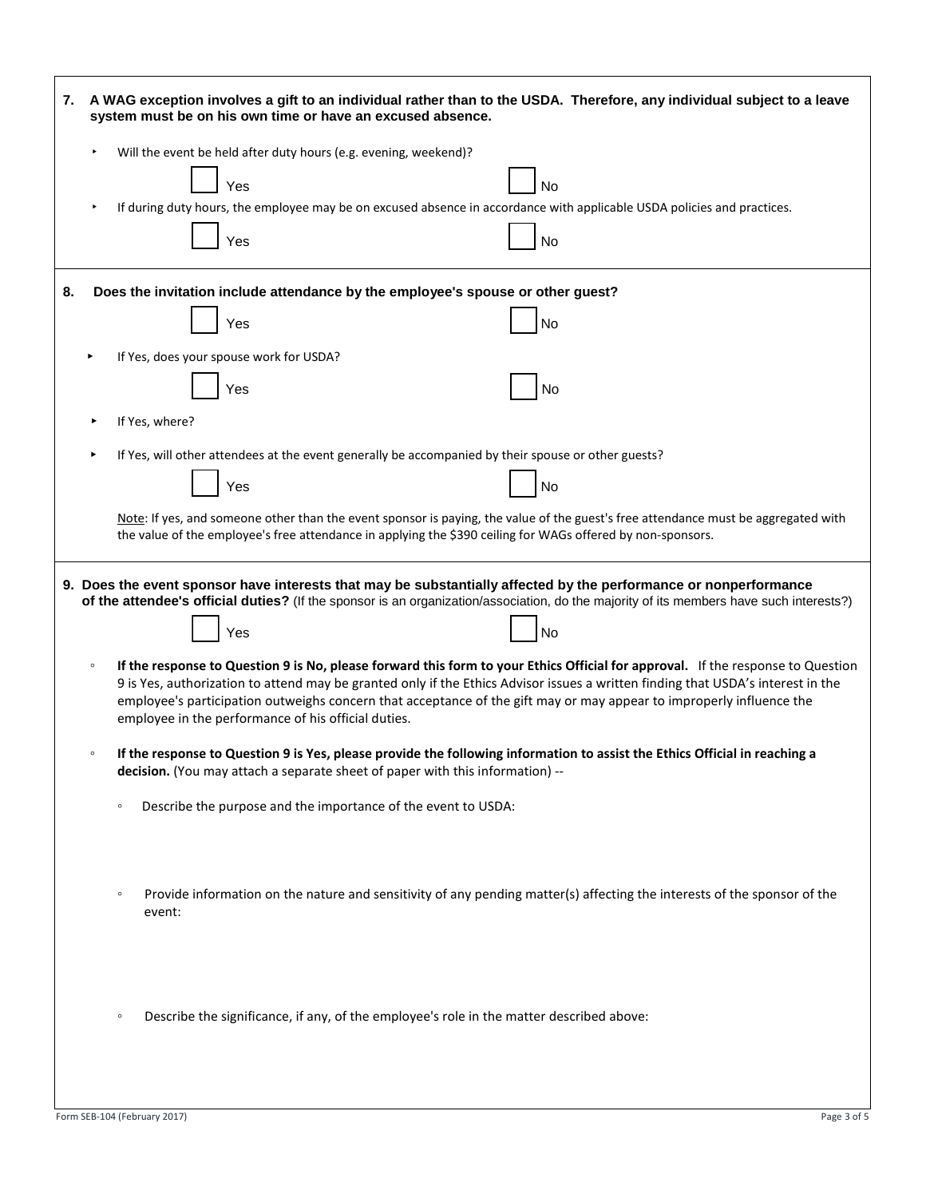**7. A WAG exception involves a gift to an individual rather than to the USDA. Therefore, any individual subject to a leave system must be on his own time or have an excused absence.**

- Will the event be held after duty hours (e.g. evening, weekend)?

  ☐ Yes ☐ No

- If during duty hours, the employee may be on excused absence in accordance with applicable USDA policies and practices.

  ☐ Yes ☐ No

**8. Does the invitation include attendance by the employee's spouse or other guest?**

☐ Yes ☐ No

- If Yes, does your spouse work for USDA?

  ☐ Yes ☐ No

- If Yes, where?

- If Yes, will other attendees at the event generally be accompanied by their spouse or other guests?

  ☐ Yes ☐ No

  Note: If yes, and someone other than the event sponsor is paying, the value of the guest's free attendance must be aggregated with the value of the employee's free attendance in applying the $390 ceiling for WAGs offered by non-sponsors.

**9. Does the event sponsor have interests that may be substantially affected by the performance or nonperformance of the attendee's official duties?** (If the sponsor is an organization/association, do the majority of its members have such interests?)

☐ Yes ☐ No

- **If the response to Question 9 is No, please forward this form to your Ethics Official for approval.** If the response to Question 9 is Yes, authorization to attend may be granted only if the Ethics Advisor issues a written finding that USDA's interest in the employee's participation outweighs concern that acceptance of the gift may or may appear to improperly influence the employee in the performance of his official duties.

- **If the response to Question 9 is Yes, please provide the following information to assist the Ethics Official in reaching a decision.** (You may attach a separate sheet of paper with this information) --

  - Describe the purpose and the importance of the event to USDA:

  - Provide information on the nature and sensitivity of any pending matter(s) affecting the interests of the sponsor of the event:

  - Describe the significance, if any, of the employee's role in the matter described above:

Form SEB-104 (February 2017)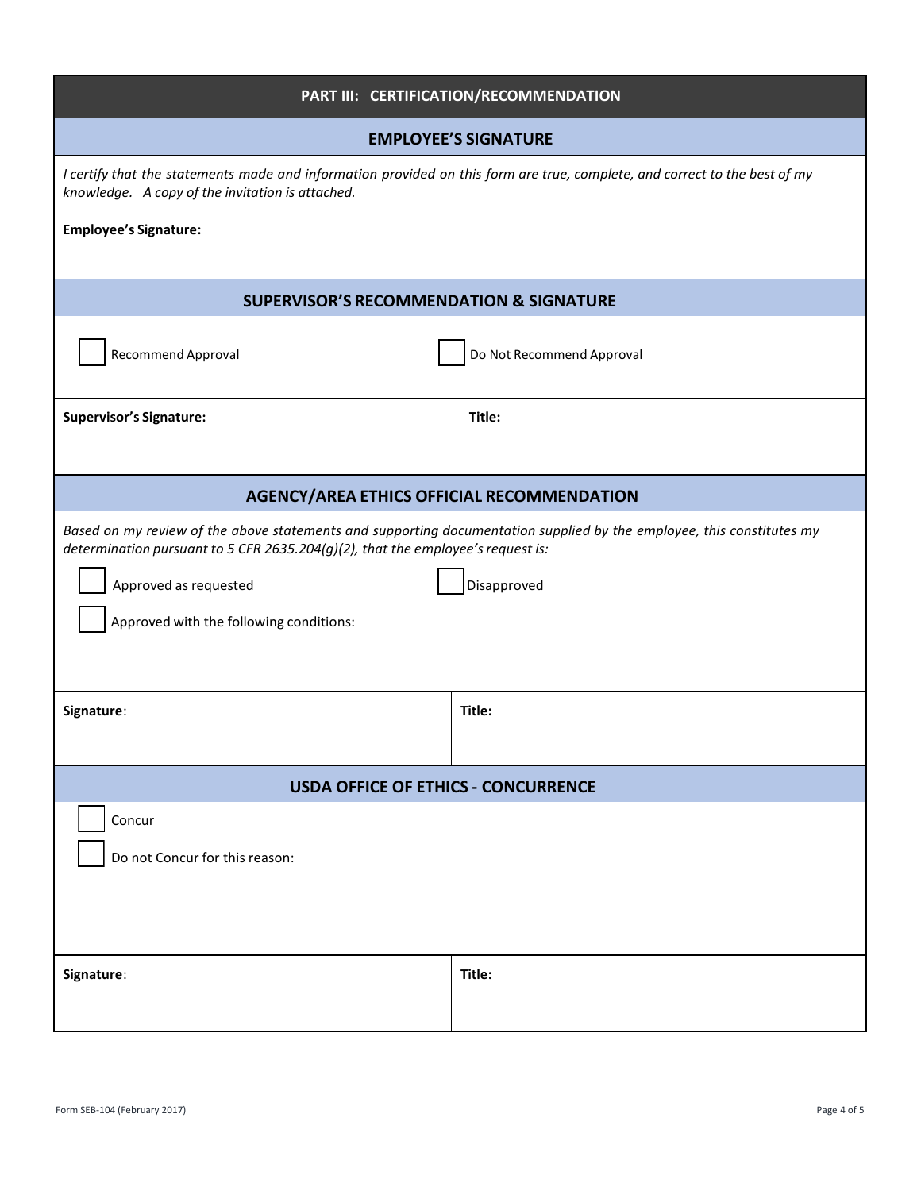## PART III: CERTIFICATION/RECOMMENDATION

### EMPLOYEE'S SIGNATURE

*I certify that the statements made and information provided on this form are true, complete, and correct to the best of my knowledge. A copy of the invitation is attached.*

**Employee's Signature:**

### SUPERVISOR'S RECOMMENDATION & SIGNATURE

☐ Recommend Approval ☐ Do Not Recommend Approval

| **Supervisor's Signature:** | **Title:** |
| --- | --- |
| | |

### AGENCY/AREA ETHICS OFFICIAL RECOMMENDATION

*Based on my review of the above statements and supporting documentation supplied by the employee, this constitutes my determination pursuant to 5 CFR 2635.204(g)(2), that the employee's request is:*

☐ Approved as requested ☐ Disapproved

☐ Approved with the following conditions:

| **Signature**: | **Title:** |
| --- | --- |
| | |

### USDA OFFICE OF ETHICS - CONCURRENCE

☐ Concur

☐ Do not Concur for this reason:

| **Signature**: | **Title:** |
| --- | --- |
| | |

Form SEB-104 (February 2017)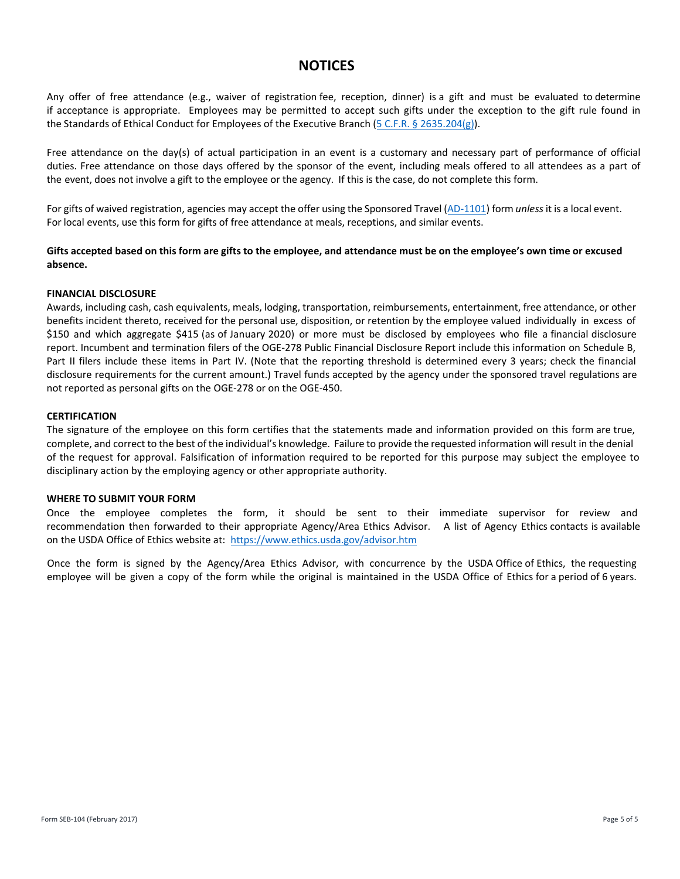# NOTICES

Any offer of free attendance (e.g., waiver of registration fee, reception, dinner) is a gift and must be evaluated to determine if acceptance is appropriate. Employees may be permitted to accept such gifts under the exception to the gift rule found in the Standards of Ethical Conduct for Employees of the Executive Branch (5 C.F.R. § 2635.204(g)).

Free attendance on the day(s) of actual participation in an event is a customary and necessary part of performance of official duties. Free attendance on those days offered by the sponsor of the event, including meals offered to all attendees as a part of the event, does not involve a gift to the employee or the agency. If this is the case, do not complete this form.

For gifts of waived registration, agencies may accept the offer using the Sponsored Travel (AD-1101) form *unless* it is a local event. For local events, use this form for gifts of free attendance at meals, receptions, and similar events.

**Gifts accepted based on this form are gifts to the employee, and attendance must be on the employee's own time or excused absence.**

**FINANCIAL DISCLOSURE**

Awards, including cash, cash equivalents, meals, lodging, transportation, reimbursements, entertainment, free attendance, or other benefits incident thereto, received for the personal use, disposition, or retention by the employee valued individually in excess of $150 and which aggregate $415 (as of January 2020) or more must be disclosed by employees who file a financial disclosure report. Incumbent and termination filers of the OGE-278 Public Financial Disclosure Report include this information on Schedule B, Part II filers include these items in Part IV. (Note that the reporting threshold is determined every 3 years; check the financial disclosure requirements for the current amount.) Travel funds accepted by the agency under the sponsored travel regulations are not reported as personal gifts on the OGE-278 or on the OGE-450.

**CERTIFICATION**

The signature of the employee on this form certifies that the statements made and information provided on this form are true, complete, and correct to the best of the individual's knowledge. Failure to provide the requested information will result in the denial of the request for approval. Falsification of information required to be reported for this purpose may subject the employee to disciplinary action by the employing agency or other appropriate authority.

**WHERE TO SUBMIT YOUR FORM**

Once the employee completes the form, it should be sent to their immediate supervisor for review and recommendation then forwarded to their appropriate Agency/Area Ethics Advisor. A list of Agency Ethics contacts is available on the USDA Office of Ethics website at: https://www.ethics.usda.gov/advisor.htm

Once the form is signed by the Agency/Area Ethics Advisor, with concurrence by the USDA Office of Ethics, the requesting employee will be given a copy of the form while the original is maintained in the USDA Office of Ethics for a period of 6 years.